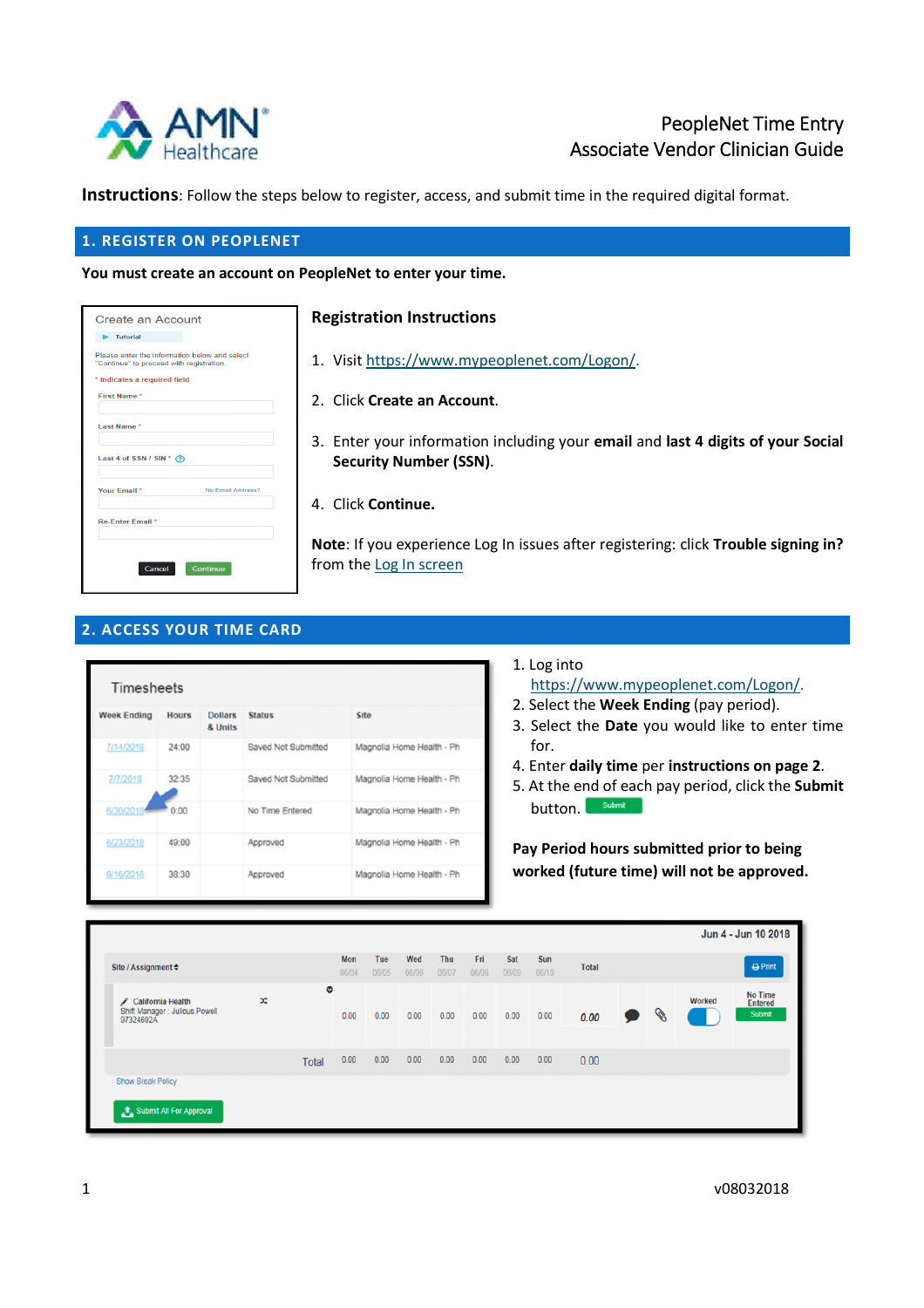# PeopleNet Time Entry
## Associate Vendor Clinician Guide

**Instructions**: Follow the steps below to register, access, and submit time in the required digital format.

## 1. REGISTER ON PEOPLENET

**You must create an account on PeopleNet to enter your time.**

### Registration Instructions

1. Visit https://www.mypeoplenet.com/Logon/.
2. Click **Create an Account**.
3. Enter your information including your **email** and **last 4 digits of your Social Security Number (SSN)**.
4. Click **Continue.**

**Note**: If you experience Log In issues after registering: click **Trouble signing in?** from the Log In screen

## 2. ACCESS YOUR TIME CARD

1. Log into https://www.mypeoplenet.com/Logon/.
2. Select the **Week Ending** (pay period).
3. Select the **Date** you would like to enter time for.
4. Enter **daily time** per **instructions on page 2**.
5. At the end of each pay period, click the **Submit** button.

**Pay Period hours submitted prior to being worked (future time) will not be approved.**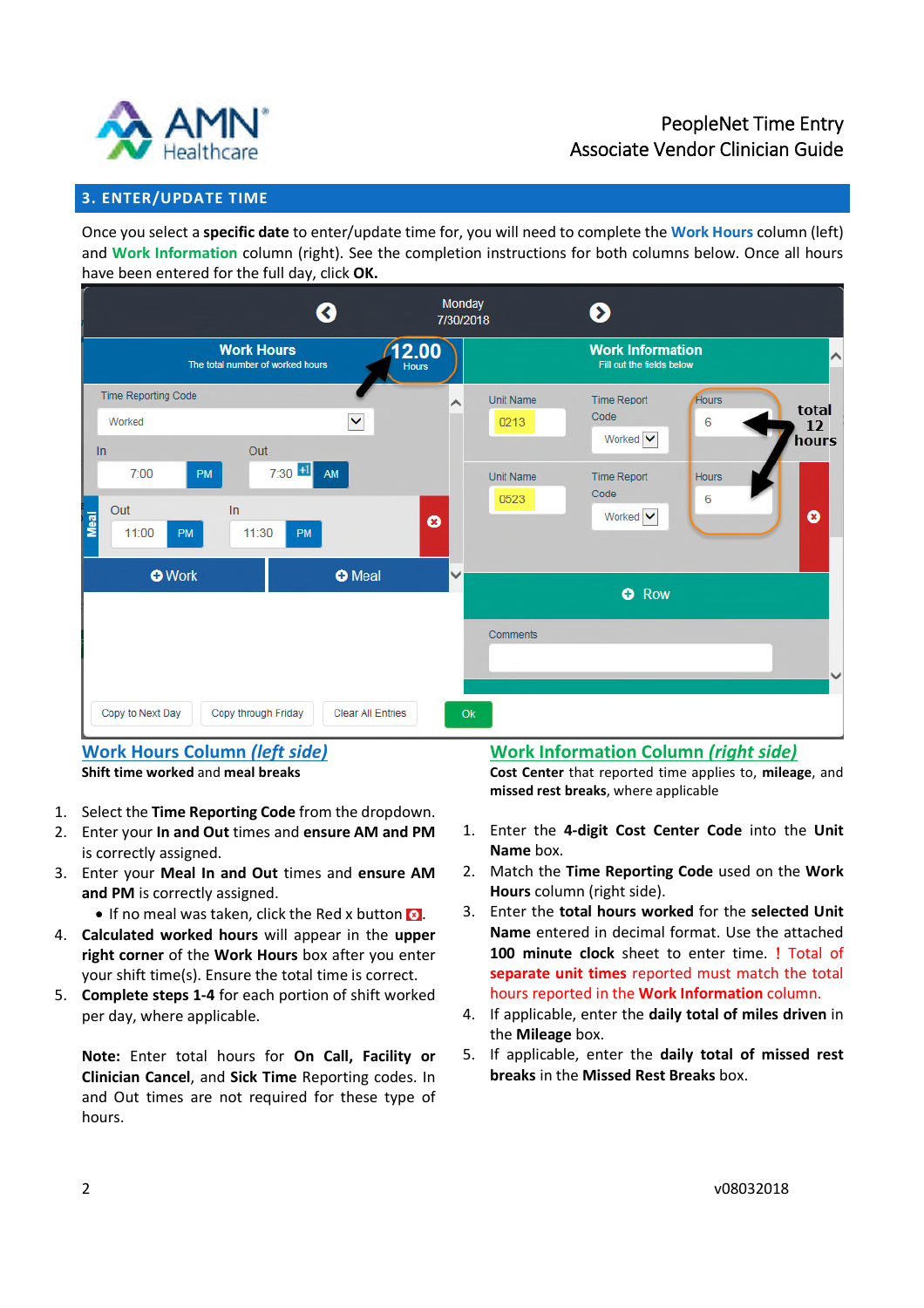## 3. ENTER/UPDATE TIME

Once you select a **specific date** to enter/update time for, you will need to complete the **Work Hours** column (left) and **Work Information** column (right). See the completion instructions for both columns below. Once all hours have been entered for the full day, click **OK.**

## *Work Hours Column (left side)*

**Shift time worked** and **meal breaks**

1. Select the **Time Reporting Code** from the dropdown.
2. Enter your **In and Out** times and **ensure AM and PM** is correctly assigned.
3. Enter your **Meal In and Out** times and **ensure AM and PM** is correctly assigned.
   - If no meal was taken, click the Red x button.
4. **Calculated worked hours** will appear in the **upper right corner** of the **Work Hours** box after you enter your shift time(s). Ensure the total time is correct.
5. **Complete steps 1-4** for each portion of shift worked per day, where applicable.

**Note:** Enter total hours for **On Call, Facility or Clinician Cancel**, and **Sick Time** Reporting codes. In and Out times are not required for these type of hours.

## *Work Information Column (right side)*

**Cost Center** that reported time applies to, **mileage**, and **missed rest breaks**, where applicable

1. Enter the **4-digit Cost Center Code** into the **Unit Name** box.
2. Match the **Time Reporting Code** used on the **Work Hours** column (right side).
3. Enter the **total hours worked** for the **selected Unit Name** entered in decimal format. Use the attached **100 minute clock** sheet to enter time. **!** Total of **separate unit times** reported must match the total hours reported in the **Work Information** column.
4. If applicable, enter the **daily total of miles driven** in the **Mileage** box.
5. If applicable, enter the **daily total of missed rest breaks** in the **Missed Rest Breaks** box.

v08032018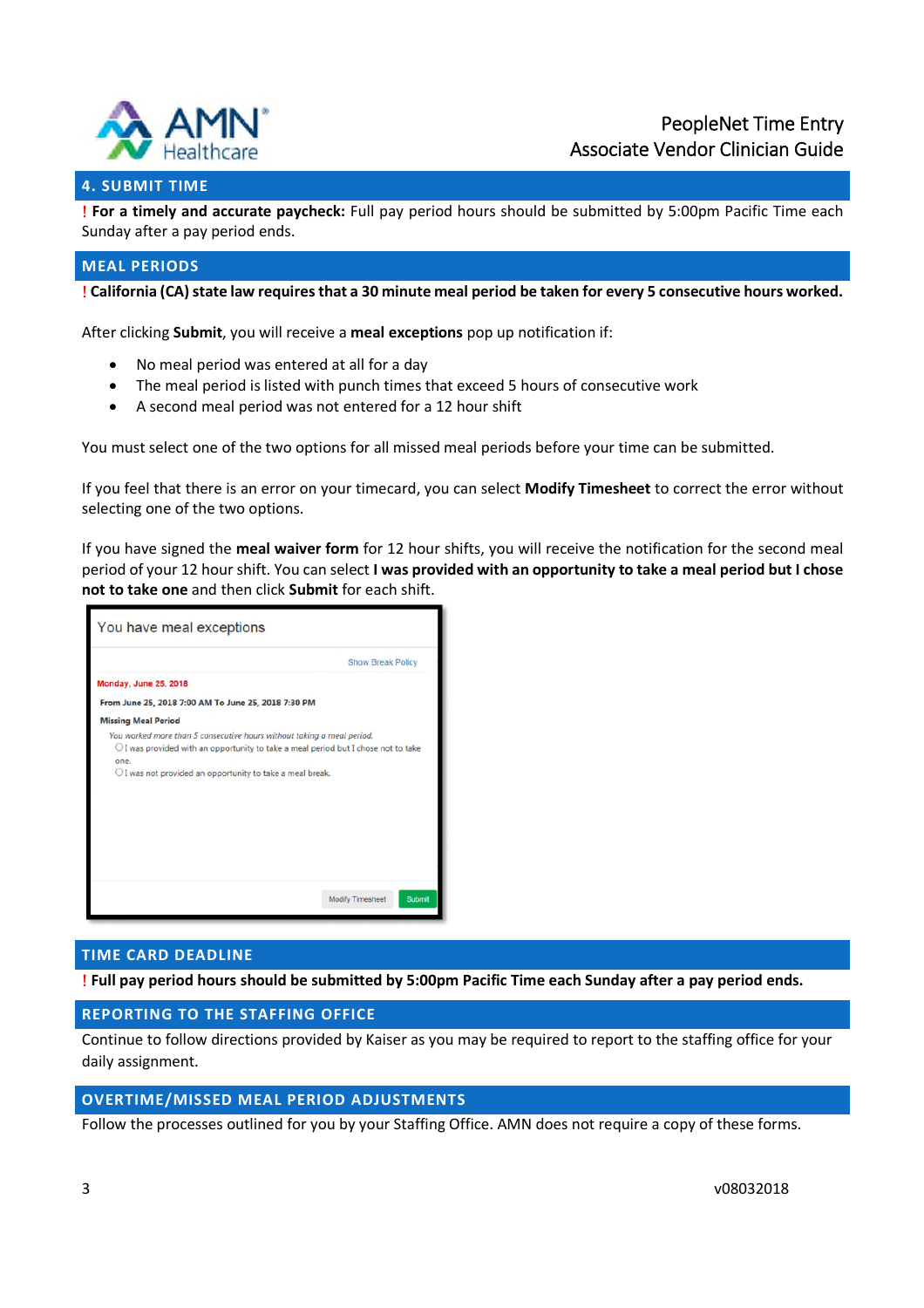## 4. SUBMIT TIME

**! For a timely and accurate paycheck:** Full pay period hours should be submitted by 5:00pm Pacific Time each Sunday after a pay period ends.

## MEAL PERIODS

**! California (CA) state law requires that a 30 minute meal period be taken for every 5 consecutive hours worked.**

After clicking **Submit**, you will receive a **meal exceptions** pop up notification if:

- No meal period was entered at all for a day
- The meal period is listed with punch times that exceed 5 hours of consecutive work
- A second meal period was not entered for a 12 hour shift

You must select one of the two options for all missed meal periods before your time can be submitted.

If you feel that there is an error on your timecard, you can select **Modify Timesheet** to correct the error without selecting one of the two options.

If you have signed the **meal waiver form** for 12 hour shifts, you will receive the notification for the second meal period of your 12 hour shift. You can select **I was provided with an opportunity to take a meal period but I chose not to take one** and then click **Submit** for each shift.

You have meal exceptions

Show Break Policy

Monday, June 25, 2018

**From June 25, 2018 7:00 AM To June 25, 2018 7:30 PM**

**Missing Meal Period**

*You worked more than 5 consecutive hours without taking a meal period.*

- ○ I was provided with an opportunity to take a meal period but I chose not to take one.
- ○ I was not provided an opportunity to take a meal break.

Modify Timesheet | Submit

## TIME CARD DEADLINE

**! Full pay period hours should be submitted by 5:00pm Pacific Time each Sunday after a pay period ends.**

## REPORTING TO THE STAFFING OFFICE

Continue to follow directions provided by Kaiser as you may be required to report to the staffing office for your daily assignment.

## OVERTIME/MISSED MEAL PERIOD ADJUSTMENTS

Follow the processes outlined for you by your Staffing Office. AMN does not require a copy of these forms.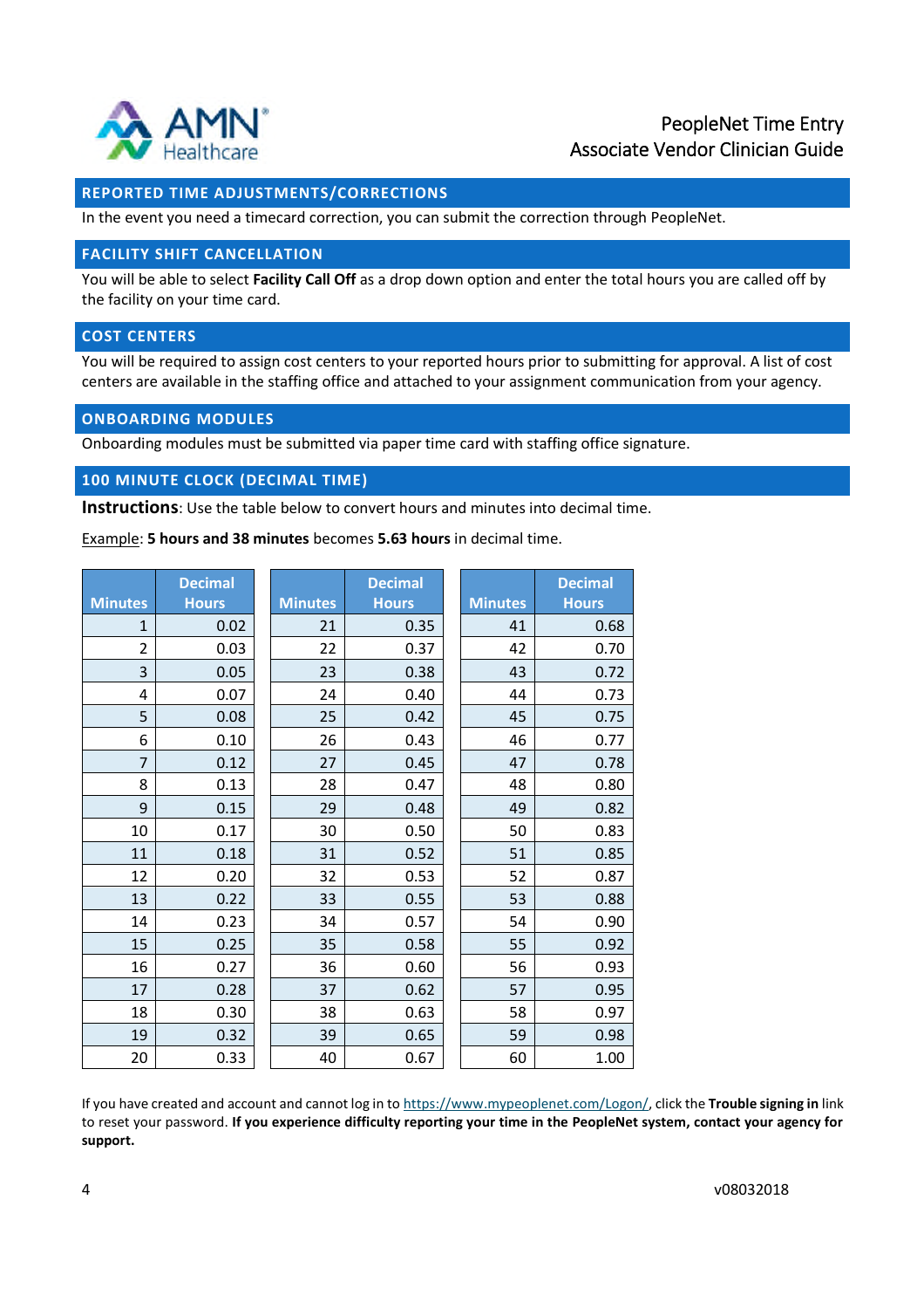## REPORTED TIME ADJUSTMENTS/CORRECTIONS

In the event you need a timecard correction, you can submit the correction through PeopleNet.

## FACILITY SHIFT CANCELLATION

You will be able to select **Facility Call Off** as a drop down option and enter the total hours you are called off by the facility on your time card.

## COST CENTERS

You will be required to assign cost centers to your reported hours prior to submitting for approval. A list of cost centers are available in the staffing office and attached to your assignment communication from your agency.

## ONBOARDING MODULES

Onboarding modules must be submitted via paper time card with staffing office signature.

## 100 MINUTE CLOCK (DECIMAL TIME)

**Instructions**: Use the table below to convert hours and minutes into decimal time.

Example: **5 hours and 38 minutes** becomes **5.63 hours** in decimal time.

| Minutes | Decimal Hours | Minutes | Decimal Hours | Minutes | Decimal Hours |
|---|---|---|---|---|---|
| 1 | 0.02 | 21 | 0.35 | 41 | 0.68 |
| 2 | 0.03 | 22 | 0.37 | 42 | 0.70 |
| 3 | 0.05 | 23 | 0.38 | 43 | 0.72 |
| 4 | 0.07 | 24 | 0.40 | 44 | 0.73 |
| 5 | 0.08 | 25 | 0.42 | 45 | 0.75 |
| 6 | 0.10 | 26 | 0.43 | 46 | 0.77 |
| 7 | 0.12 | 27 | 0.45 | 47 | 0.78 |
| 8 | 0.13 | 28 | 0.47 | 48 | 0.80 |
| 9 | 0.15 | 29 | 0.48 | 49 | 0.82 |
| 10 | 0.17 | 30 | 0.50 | 50 | 0.83 |
| 11 | 0.18 | 31 | 0.52 | 51 | 0.85 |
| 12 | 0.20 | 32 | 0.53 | 52 | 0.87 |
| 13 | 0.22 | 33 | 0.55 | 53 | 0.88 |
| 14 | 0.23 | 34 | 0.57 | 54 | 0.90 |
| 15 | 0.25 | 35 | 0.58 | 55 | 0.92 |
| 16 | 0.27 | 36 | 0.60 | 56 | 0.93 |
| 17 | 0.28 | 37 | 0.62 | 57 | 0.95 |
| 18 | 0.30 | 38 | 0.63 | 58 | 0.97 |
| 19 | 0.32 | 39 | 0.65 | 59 | 0.98 |
| 20 | 0.33 | 40 | 0.67 | 60 | 1.00 |

If you have created and account and cannot log in to https://www.mypeoplenet.com/Logon/, click the **Trouble signing in** link to reset your password. **If you experience difficulty reporting your time in the PeopleNet system, contact your agency for support.**